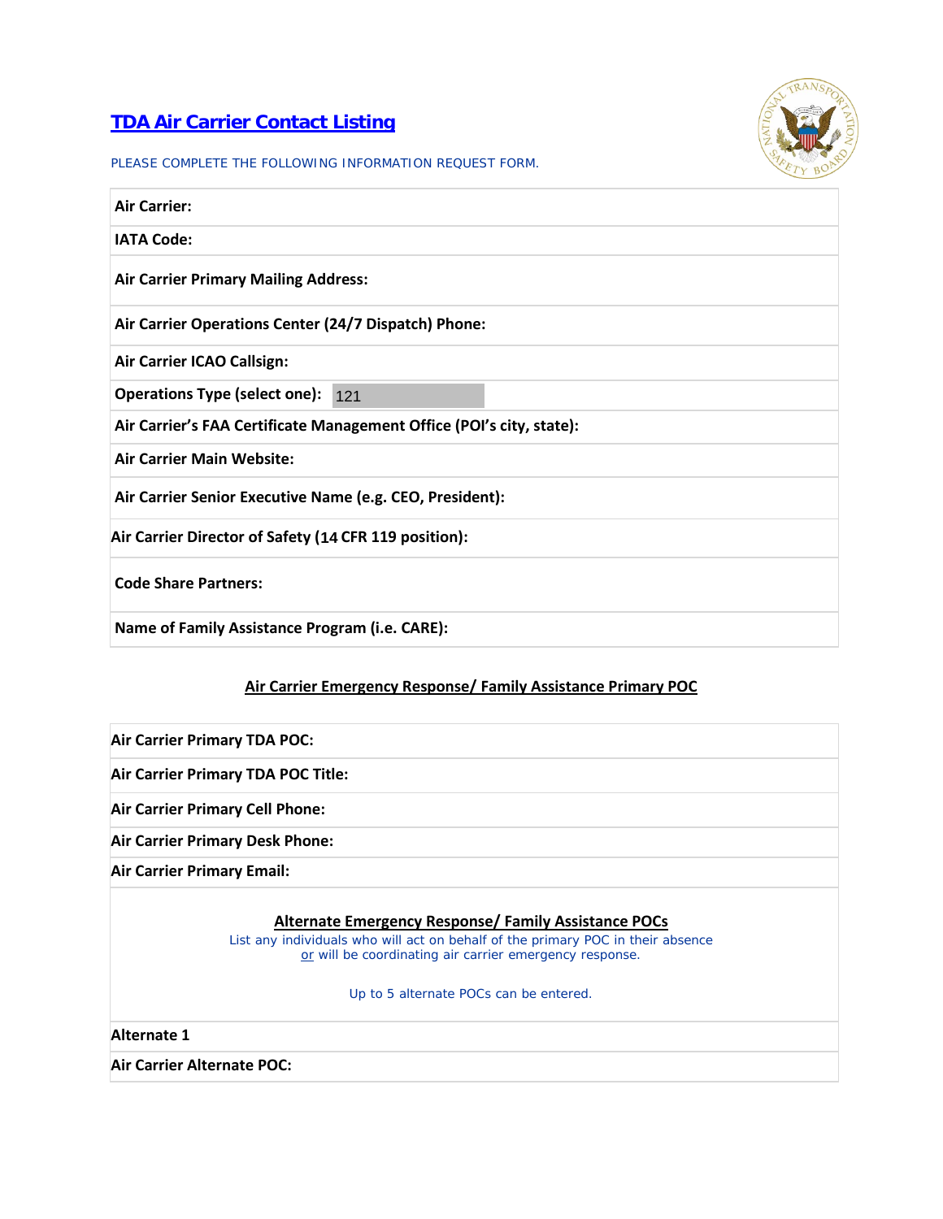# TDA Air Carrier Contact Listing

PLEASE COMPLETE THE FOLLOWING INFORMATION REQUEST FORM.

| | |
|---|---|
| **Air Carrier:** | |
| **IATA Code:** | |
| **Air Carrier Primary Mailing Address:** | |
| **Air Carrier Operations Center (24/7 Dispatch) Phone:** | |
| **Air Carrier ICAO Callsign:** | |
| **Operations Type (select one):** | 121 |
| **Air Carrier's FAA Certificate Management Office (POI's city, state):** | |
| **Air Carrier Main Website:** | |
| **Air Carrier Senior Executive Name (e.g. CEO, President):** | |
| **Air Carrier Director of Safety (14 CFR 119 position):** | |
| **Code Share Partners:** | |
| **Name of Family Assistance Program (i.e. CARE):** | |

## Air Carrier Emergency Response/ Family Assistance Primary POC

| | |
|---|---|
| **Air Carrier Primary TDA POC:** | |
| **Air Carrier Primary TDA POC Title:** | |
| **Air Carrier Primary Cell Phone:** | |
| **Air Carrier Primary Desk Phone:** | |
| **Air Carrier Primary Email:** | |

## Alternate Emergency Response/ Family Assistance POCs

List any individuals who will act on behalf of the primary POC in their absence or will be coordinating air carrier emergency response.

Up to 5 alternate POCs can be entered.

| | |
|---|---|
| **Alternate 1** | |
| **Air Carrier Alternate POC:** | |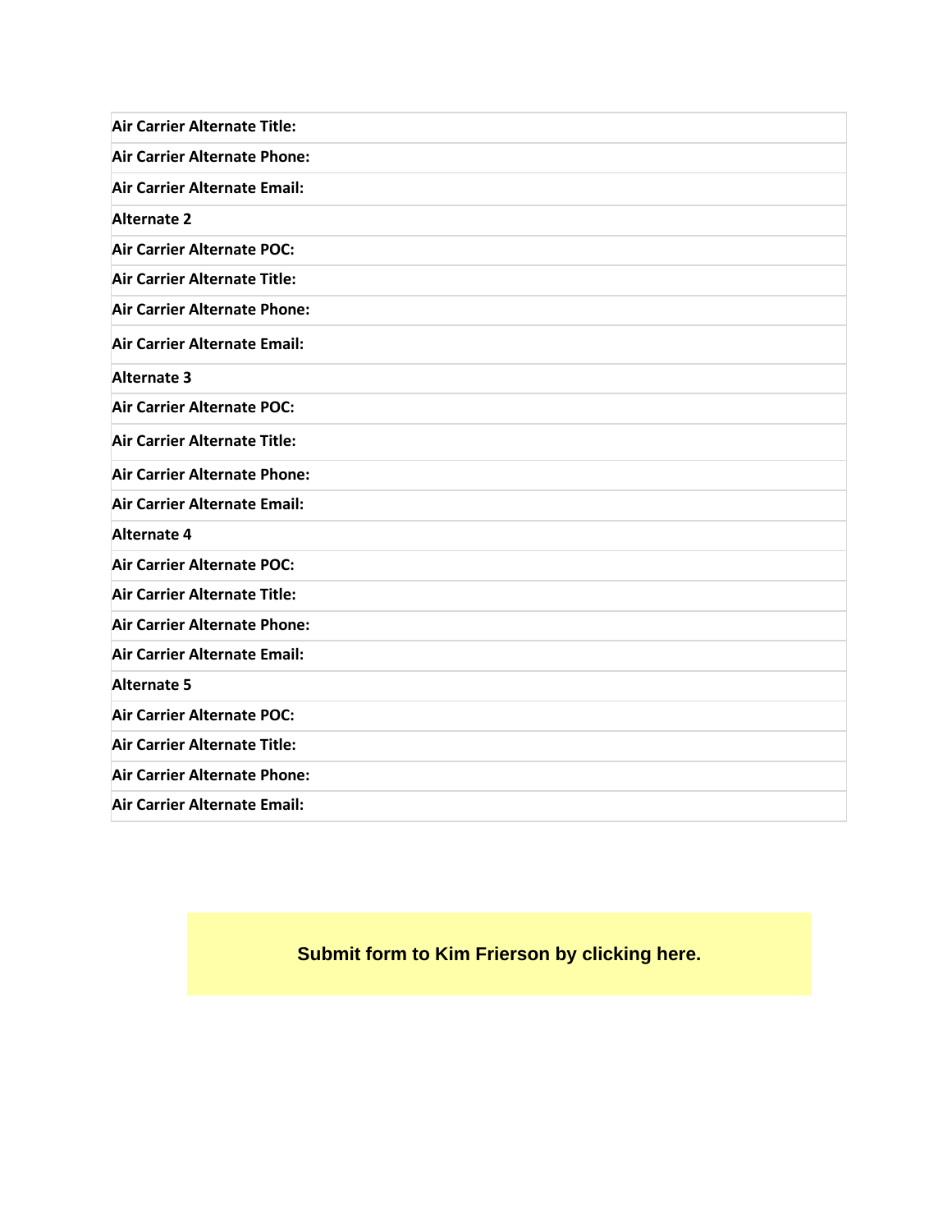| | |
|---|---|
| **Air Carrier Alternate Title:** | |
| **Air Carrier Alternate Phone:** | |
| **Air Carrier Alternate Email:** | |
| **Alternate 2** | |
| **Air Carrier Alternate POC:** | |
| **Air Carrier Alternate Title:** | |
| **Air Carrier Alternate Phone:** | |
| **Air Carrier Alternate Email:** | |
| **Alternate 3** | |
| **Air Carrier Alternate POC:** | |
| **Air Carrier Alternate Title:** | |
| **Air Carrier Alternate Phone:** | |
| **Air Carrier Alternate Email:** | |
| **Alternate 4** | |
| **Air Carrier Alternate POC:** | |
| **Air Carrier Alternate Title:** | |
| **Air Carrier Alternate Phone:** | |
| **Air Carrier Alternate Email:** | |
| **Alternate 5** | |
| **Air Carrier Alternate POC:** | |
| **Air Carrier Alternate Title:** | |
| **Air Carrier Alternate Phone:** | |
| **Air Carrier Alternate Email:** | |

**Submit form to Kim Frierson by clicking here.**